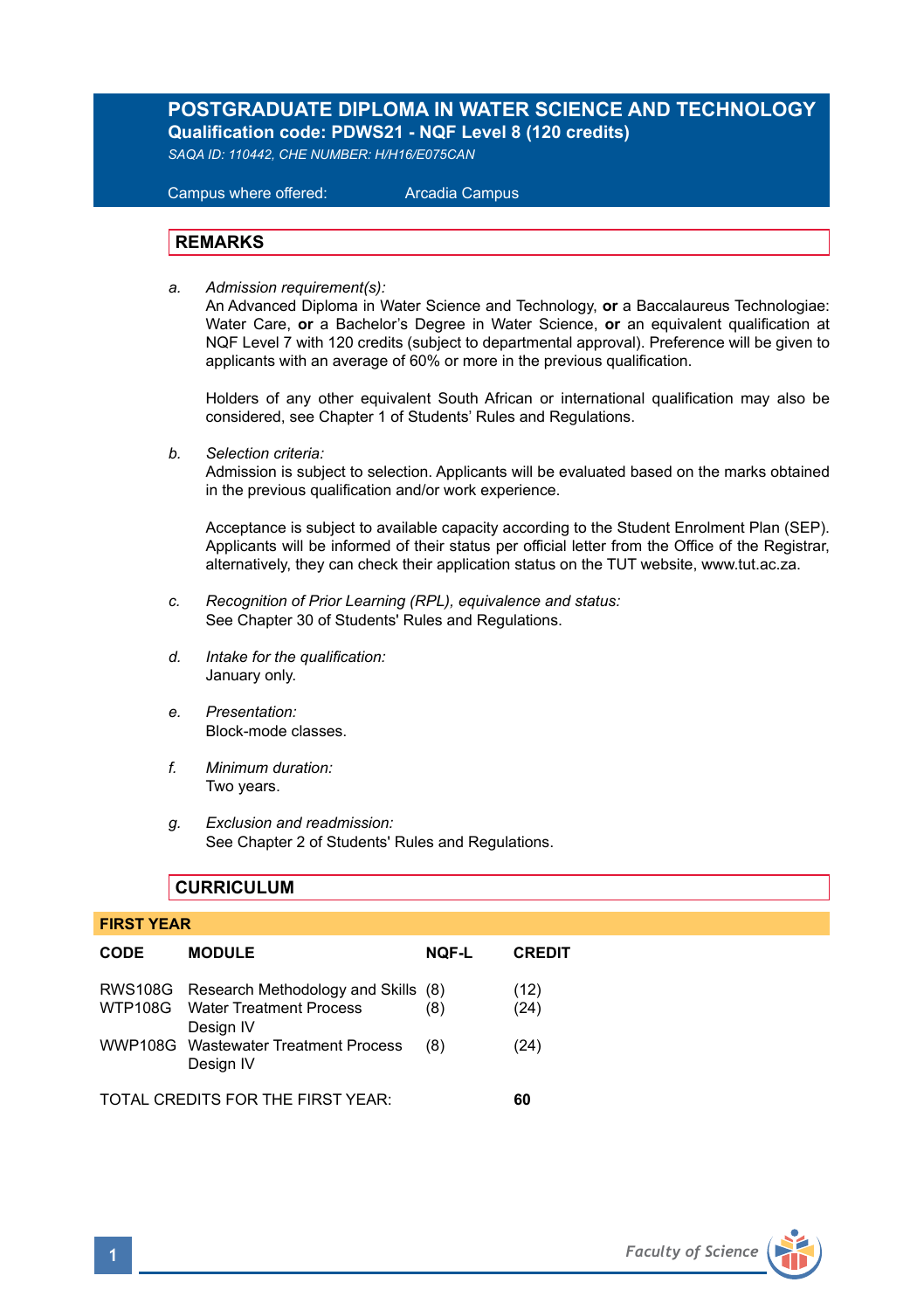# POSTGRADUATE DIPLOMA IN WATER SCIENCE AND TECHNOLOGY

**Qualification code: PDWS21 - NQF Level 8 (120 credits)**

*SAQA ID: 110442, CHE NUMBER: H/H16/E075CAN*

Campus where offered: Arcadia Campus

## REMARKS

a. *Admission requirement(s):*
An Advanced Diploma in Water Science and Technology, **or** a Baccalaureus Technologiae: Water Care, **or** a Bachelor's Degree in Water Science, **or** an equivalent qualification at NQF Level 7 with 120 credits (subject to departmental approval). Preference will be given to applicants with an average of 60% or more in the previous qualification.

Holders of any other equivalent South African or international qualification may also be considered, see Chapter 1 of Students' Rules and Regulations.

b. *Selection criteria:*
Admission is subject to selection. Applicants will be evaluated based on the marks obtained in the previous qualification and/or work experience.

Acceptance is subject to available capacity according to the Student Enrolment Plan (SEP). Applicants will be informed of their status per official letter from the Office of the Registrar, alternatively, they can check their application status on the TUT website, www.tut.ac.za.

c. *Recognition of Prior Learning (RPL), equivalence and status:*
See Chapter 30 of Students' Rules and Regulations.

d. *Intake for the qualification:*
January only.

e. *Presentation:*
Block-mode classes.

f. *Minimum duration:*
Two years.

g. *Exclusion and readmission:*
See Chapter 2 of Students' Rules and Regulations.

## CURRICULUM

### FIRST YEAR

| CODE | MODULE | NQF-L | CREDIT |
|---|---|---|---|
| RWS108G | Research Methodology and Skills | (8) | (12) |
| WTP108G | Water Treatment Process Design IV | (8) | (24) |
| WWP108G | Wastewater Treatment Process Design IV | (8) | (24) |

TOTAL CREDITS FOR THE FIRST YEAR: **60**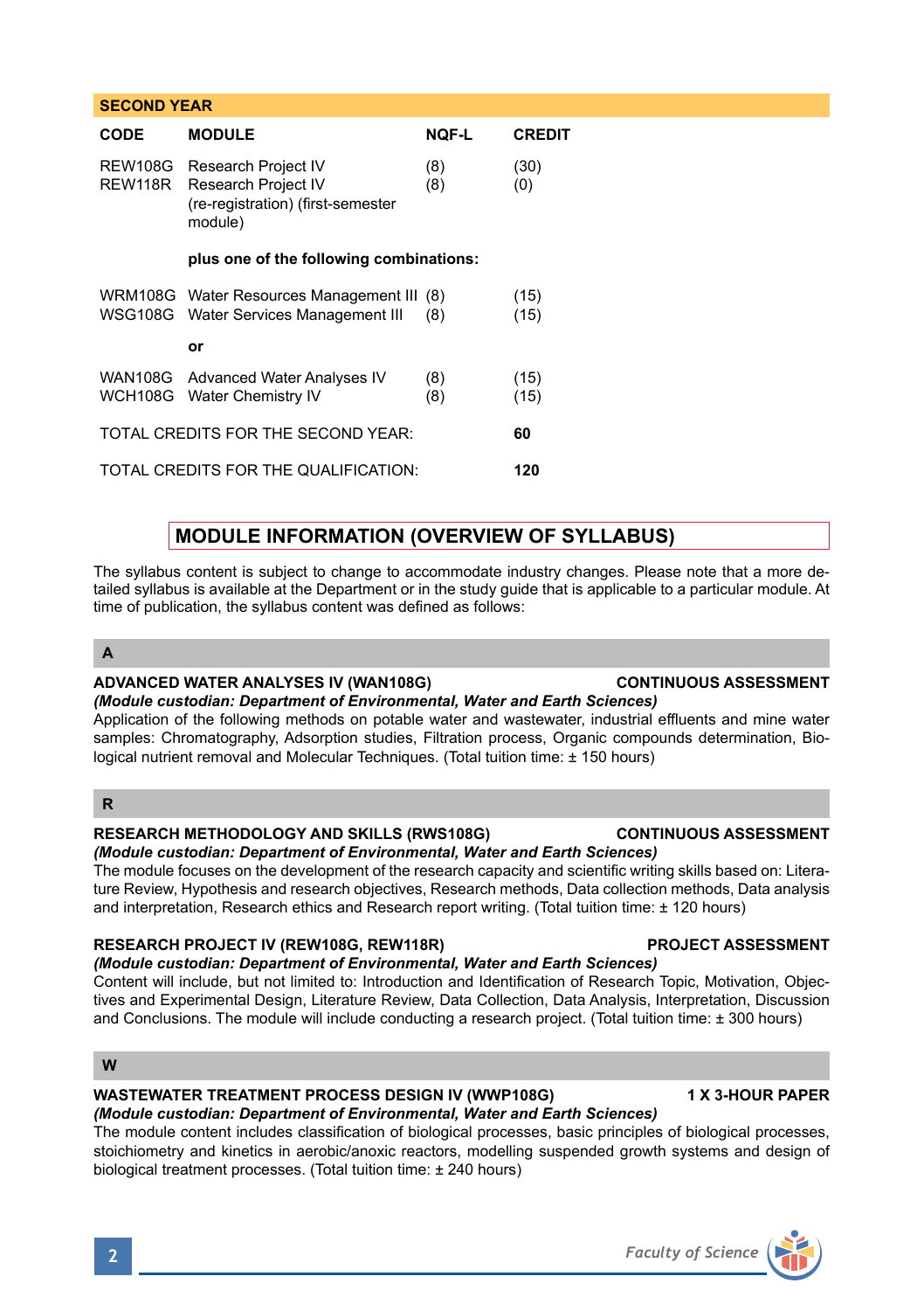## SECOND YEAR

| CODE | MODULE | NQF-L | CREDIT |
|---|---|---|---|
| REW108G | Research Project IV | (8) | (30) |
| REW118R | Research Project IV (re-registration) (first-semester module) | (8) | (0) |
| | **plus one of the following combinations:** | | |
| WRM108G | Water Resources Management III | (8) | (15) |
| WSG108G | Water Services Management III | (8) | (15) |
| | **or** | | |
| WAN108G | Advanced Water Analyses IV | (8) | (15) |
| WCH108G | Water Chemistry IV | (8) | (15) |
| TOTAL CREDITS FOR THE SECOND YEAR: | | | **60** |
| TOTAL CREDITS FOR THE QUALIFICATION: | | | **120** |

## MODULE INFORMATION (OVERVIEW OF SYLLABUS)

The syllabus content is subject to change to accommodate industry changes. Please note that a more detailed syllabus is available at the Department or in the study guide that is applicable to a particular module. At time of publication, the syllabus content was defined as follows:

### A

**ADVANCED WATER ANALYSES IV (WAN108G)** — **CONTINUOUS ASSESSMENT**
*(Module custodian: Department of Environmental, Water and Earth Sciences)*
Application of the following methods on potable water and wastewater, industrial effluents and mine water samples: Chromatography, Adsorption studies, Filtration process, Organic compounds determination, Biological nutrient removal and Molecular Techniques. (Total tuition time: ± 150 hours)

### R

**RESEARCH METHODOLOGY AND SKILLS (RWS108G)** — **CONTINUOUS ASSESSMENT**
*(Module custodian: Department of Environmental, Water and Earth Sciences)*
The module focuses on the development of the research capacity and scientific writing skills based on: Literature Review, Hypothesis and research objectives, Research methods, Data collection methods, Data analysis and interpretation, Research ethics and Research report writing. (Total tuition time: ± 120 hours)

**RESEARCH PROJECT IV (REW108G, REW118R)** — **PROJECT ASSESSMENT**
*(Module custodian: Department of Environmental, Water and Earth Sciences)*
Content will include, but not limited to: Introduction and Identification of Research Topic, Motivation, Objectives and Experimental Design, Literature Review, Data Collection, Data Analysis, Interpretation, Discussion and Conclusions. The module will include conducting a research project. (Total tuition time: ± 300 hours)

### W

**WASTEWATER TREATMENT PROCESS DESIGN IV (WWP108G)** — **1 X 3-HOUR PAPER**
*(Module custodian: Department of Environmental, Water and Earth Sciences)*
The module content includes classification of biological processes, basic principles of biological processes, stoichiometry and kinetics in aerobic/anoxic reactors, modelling suspended growth systems and design of biological treatment processes. (Total tuition time: ± 240 hours)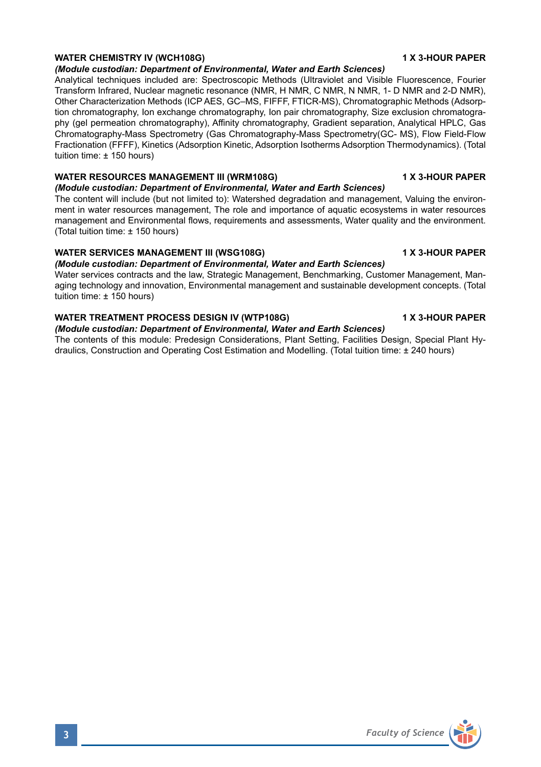**WATER CHEMISTRY IV (WCH108G)** **1 X 3-HOUR PAPER**

***(Module custodian: Department of Environmental, Water and Earth Sciences)***

Analytical techniques included are: Spectroscopic Methods (Ultraviolet and Visible Fluorescence, Fourier Transform Infrared, Nuclear magnetic resonance (NMR, H NMR, C NMR, N NMR, 1- D NMR and 2-D NMR), Other Characterization Methods (ICP AES, GC–MS, FIFFF, FTICR-MS), Chromatographic Methods (Adsorption chromatography, Ion exchange chromatography, Ion pair chromatography, Size exclusion chromatography (gel permeation chromatography), Affinity chromatography, Gradient separation, Analytical HPLC, Gas Chromatography-Mass Spectrometry (Gas Chromatography-Mass Spectrometry(GC- MS), Flow Field-Flow Fractionation (FFFF), Kinetics (Adsorption Kinetic, Adsorption Isotherms Adsorption Thermodynamics). (Total tuition time: ± 150 hours)

**WATER RESOURCES MANAGEMENT III (WRM108G)** **1 X 3-HOUR PAPER**

***(Module custodian: Department of Environmental, Water and Earth Sciences)***

The content will include (but not limited to): Watershed degradation and management, Valuing the environment in water resources management, The role and importance of aquatic ecosystems in water resources management and Environmental flows, requirements and assessments, Water quality and the environment. (Total tuition time: ± 150 hours)

**WATER SERVICES MANAGEMENT III (WSG108G)** **1 X 3-HOUR PAPER**

***(Module custodian: Department of Environmental, Water and Earth Sciences)***

Water services contracts and the law, Strategic Management, Benchmarking, Customer Management, Managing technology and innovation, Environmental management and sustainable development concepts. (Total tuition time: ± 150 hours)

**WATER TREATMENT PROCESS DESIGN IV (WTP108G)** **1 X 3-HOUR PAPER**

***(Module custodian: Department of Environmental, Water and Earth Sciences)***

The contents of this module: Predesign Considerations, Plant Setting, Facilities Design, Special Plant Hydraulics, Construction and Operating Cost Estimation and Modelling. (Total tuition time: ± 240 hours)